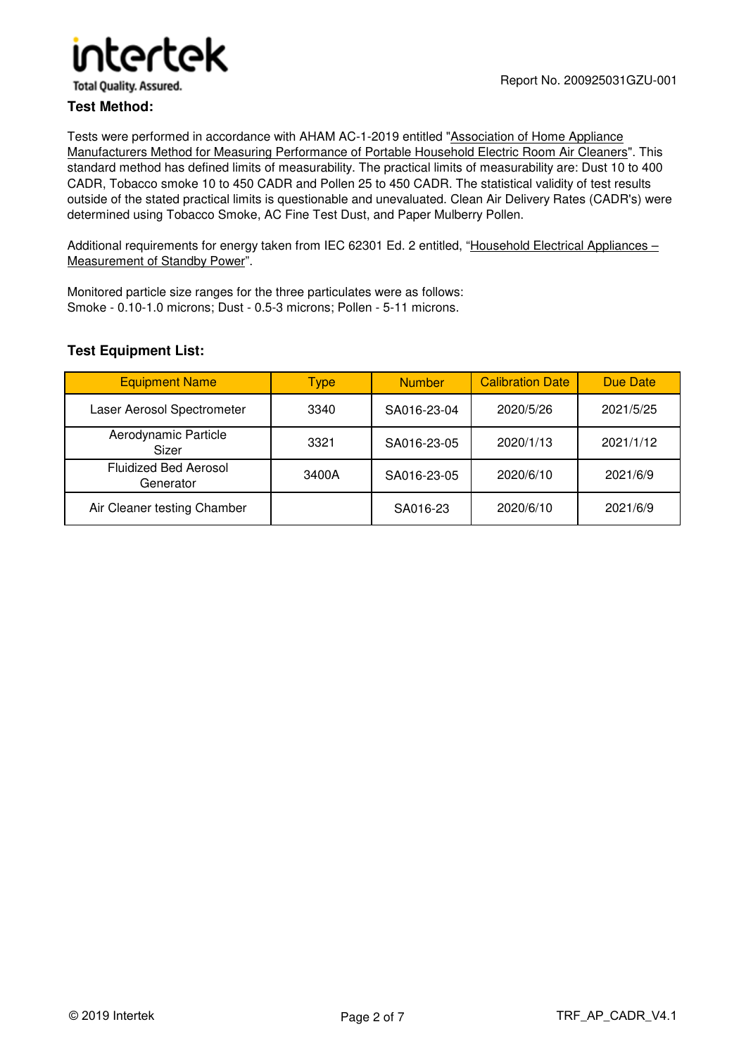### Test Method:

Tests were performed in accordance with AHAM AC-1-2019 entitled "Association of Home Appliance Manufacturers Method for Measuring Performance of Portable Household Electric Room Air Cleaners". This standard method has defined limits of measurability. The practical limits of measurability are: Dust 10 to 400 CADR, Tobacco smoke 10 to 450 CADR and Pollen 25 to 450 CADR. The statistical validity of test results outside of the stated practical limits is questionable and unevaluated. Clean Air Delivery Rates (CADR's) were determined using Tobacco Smoke, AC Fine Test Dust, and Paper Mulberry Pollen.

Additional requirements for energy taken from IEC 62301 Ed. 2 entitled, "Household Electrical Appliances – Measurement of Standby Power".

Monitored particle size ranges for the three particulates were as follows:
Smoke - 0.10-1.0 microns; Dust - 0.5-3 microns; Pollen - 5-11 microns.

### Test Equipment List:

| Equipment Name | Type | Number | Calibration Date | Due Date |
|---|---|---|---|---|
| Laser Aerosol Spectrometer | 3340 | SA016-23-04 | 2020/5/26 | 2021/5/25 |
| Aerodynamic Particle Sizer | 3321 | SA016-23-05 | 2020/1/13 | 2021/1/12 |
| Fluidized Bed Aerosol Generator | 3400A | SA016-23-05 | 2020/6/10 | 2021/6/9 |
| Air Cleaner testing Chamber | | SA016-23 | 2020/6/10 | 2021/6/9 |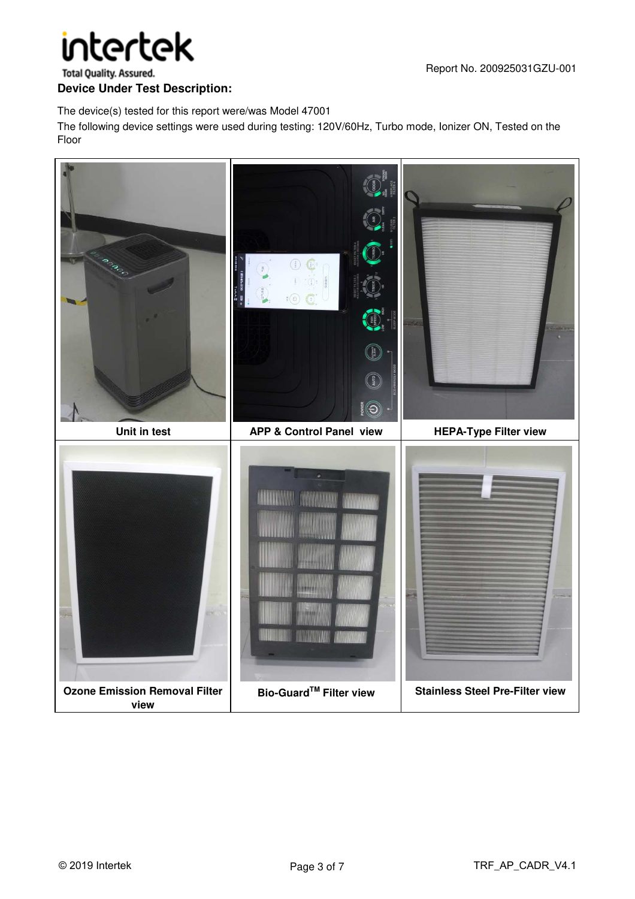**Device Under Test Description:**

The device(s) tested for this report were/was Model 47001

The following device settings were used during testing: 120V/60Hz, Turbo mode, Ionizer ON, Tested on the Floor

| Unit in test | APP & Control Panel view | HEPA-Type Filter view |
|---|---|---|
| **Ozone Emission Removal Filter view** | **Bio-Guard™ Filter view** | **Stainless Steel Pre-Filter view** |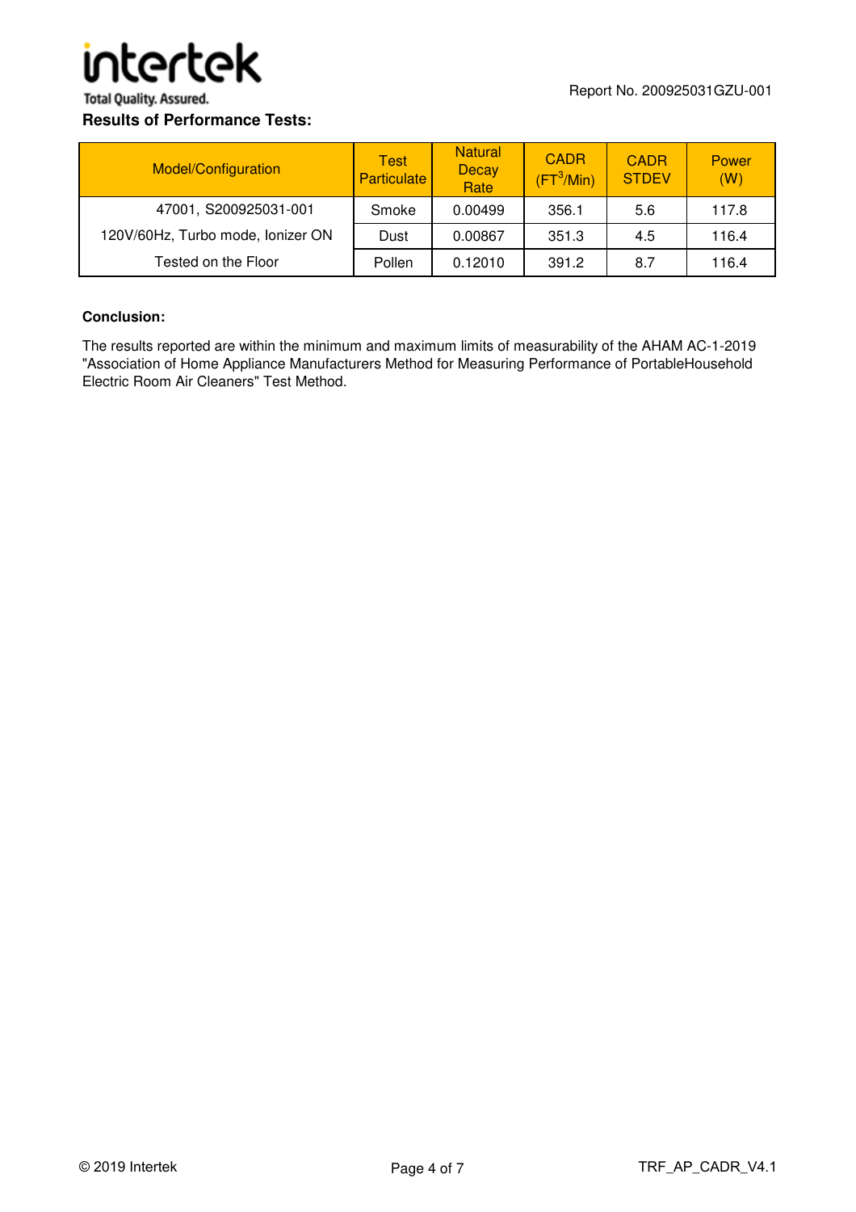Report No. 200925031GZU-001

## Results of Performance Tests:

| Model/Configuration | Test Particulate | Natural Decay Rate | CADR ($FT^3$/Min) | CADR STDEV | Power (W) |
|---|---|---|---|---|---|
| 47001, S200925031-001 | Smoke | 0.00499 | 356.1 | 5.6 | 117.8 |
| 120V/60Hz, Turbo mode, Ionizer ON | Dust | 0.00867 | 351.3 | 4.5 | 116.4 |
| Tested on the Floor | Pollen | 0.12010 | 391.2 | 8.7 | 116.4 |

**Conclusion:**

The results reported are within the minimum and maximum limits of measurability of the AHAM AC-1-2019 "Association of Home Appliance Manufacturers Method for Measuring Performance of PortableHousehold Electric Room Air Cleaners" Test Method.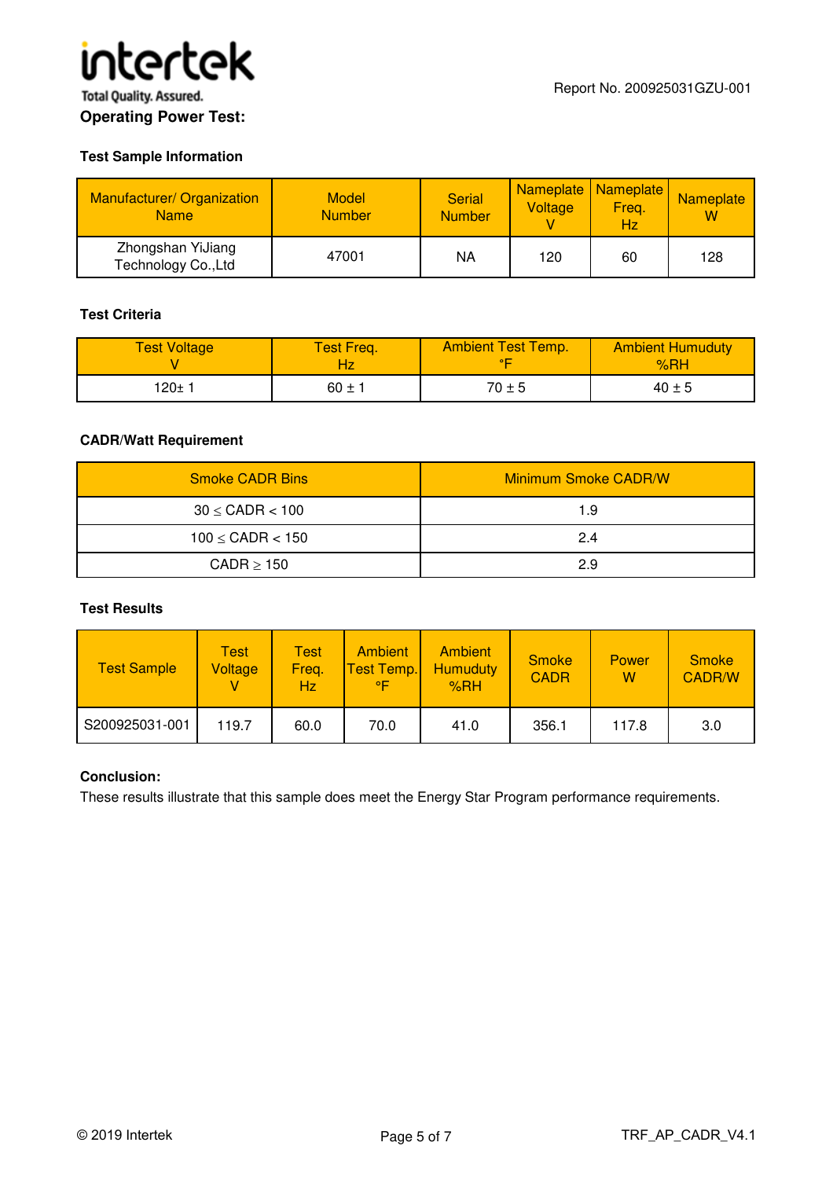## Operating Power Test:

### Test Sample Information

| Manufacturer/ Organization Name | Model Number | Serial Number | Nameplate Voltage V | Nameplate Freq. Hz | Nameplate W |
|---|---|---|---|---|---|
| Zhongshan YiJiang Technology Co.,Ltd | 47001 | NA | 120 | 60 | 128 |

### Test Criteria

| Test Voltage V | Test Freq. Hz | Ambient Test Temp. °F | Ambient Humuduty %RH |
|---|---|---|---|
| 120± 1 | 60 ± 1 | 70 ± 5 | 40 ± 5 |

### CADR/Watt Requirement

| Smoke CADR Bins | Minimum Smoke CADR/W |
|---|---|
| 30 ≤ CADR < 100 | 1.9 |
| 100 ≤ CADR < 150 | 2.4 |
| CADR ≥ 150 | 2.9 |

### Test Results

| Test Sample | Test Voltage V | Test Freq. Hz | Ambient Test Temp. °F | Ambient Humuduty %RH | Smoke CADR | Power W | Smoke CADR/W |
|---|---|---|---|---|---|---|---|
| S200925031-001 | 119.7 | 60.0 | 70.0 | 41.0 | 356.1 | 117.8 | 3.0 |

**Conclusion:**

These results illustrate that this sample does meet the Energy Star Program performance requirements.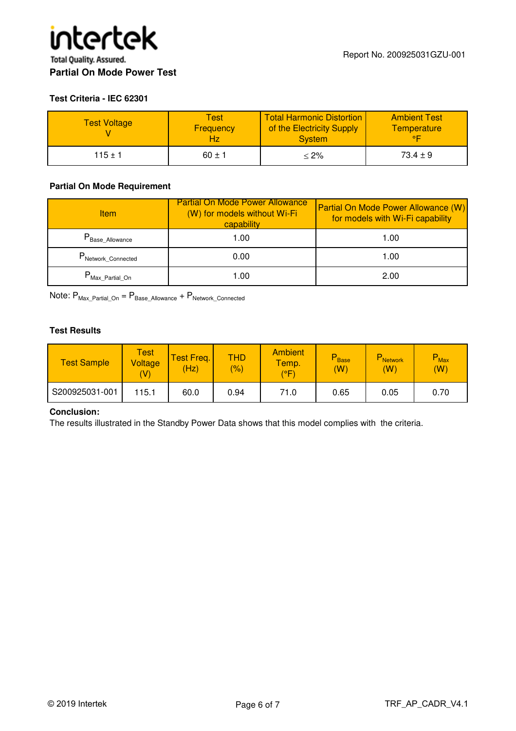## Partial On Mode Power Test

**Test Criteria - IEC 62301**

| Test Voltage V | Test Frequency Hz | Total Harmonic Distortion of the Electricity Supply System | Ambient Test Temperature °F |
|---|---|---|---|
| 115 ± 1 | 60 ± 1 | ≤ 2% | 73.4 ± 9 |

**Partial On Mode Requirement**

| Item | Partial On Mode Power Allowance (W) for models without Wi-Fi capability | Partial On Mode Power Allowance (W) for models with Wi-Fi capability |
|---|---|---|
| $P_{Base\_Allowance}$ | 1.00 | 1.00 |
| $P_{Network\_Connected}$ | 0.00 | 1.00 |
| $P_{Max\_Partial\_On}$ | 1.00 | 2.00 |

Note: $P_{Max\_Partial\_On} = P_{Base\_Allowance} + P_{Network\_Connected}$

**Test Results**

| Test Sample | Test Voltage (V) | Test Freq. (Hz) | THD (%) | Ambient Temp. (°F) | $P_{Base}$ (W) | $P_{Network}$ (W) | $P_{Max}$ (W) |
|---|---|---|---|---|---|---|---|
| S200925031-001 | 115.1 | 60.0 | 0.94 | 71.0 | 0.65 | 0.05 | 0.70 |

**Conclusion:**

The results illustrated in the Standby Power Data shows that this model complies with the criteria.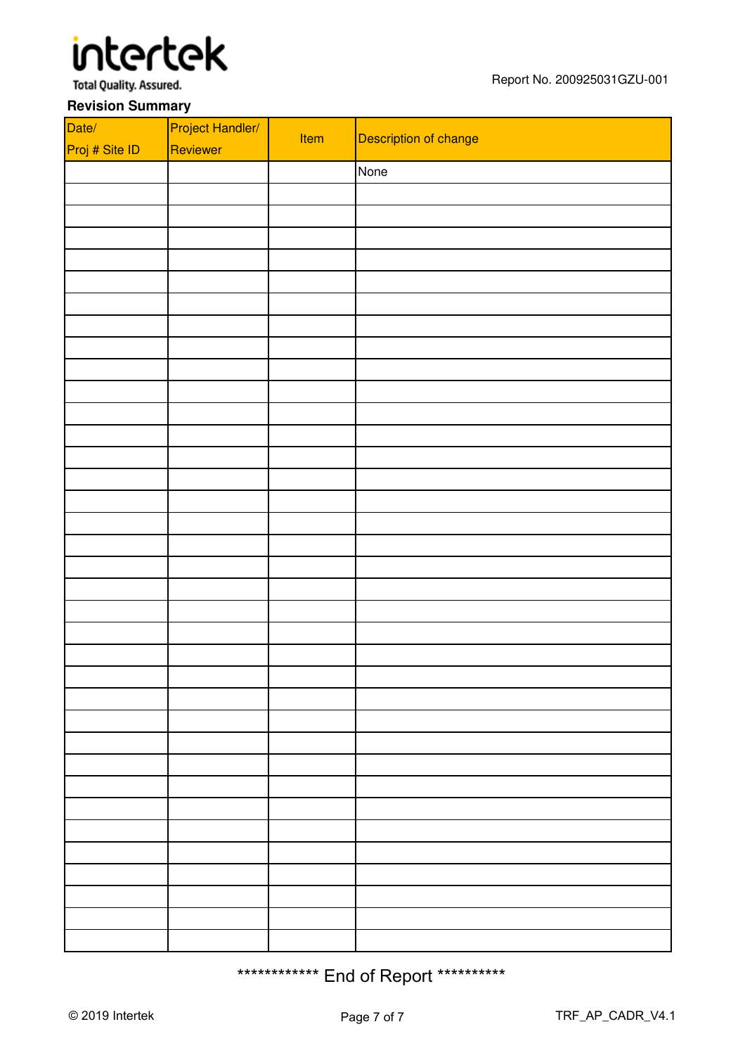## Revision Summary

| Date/ Proj # Site ID | Project Handler/ Reviewer | Item | Description of change |
|---|---|---|---|
| | | | None |

************ End of Report **********